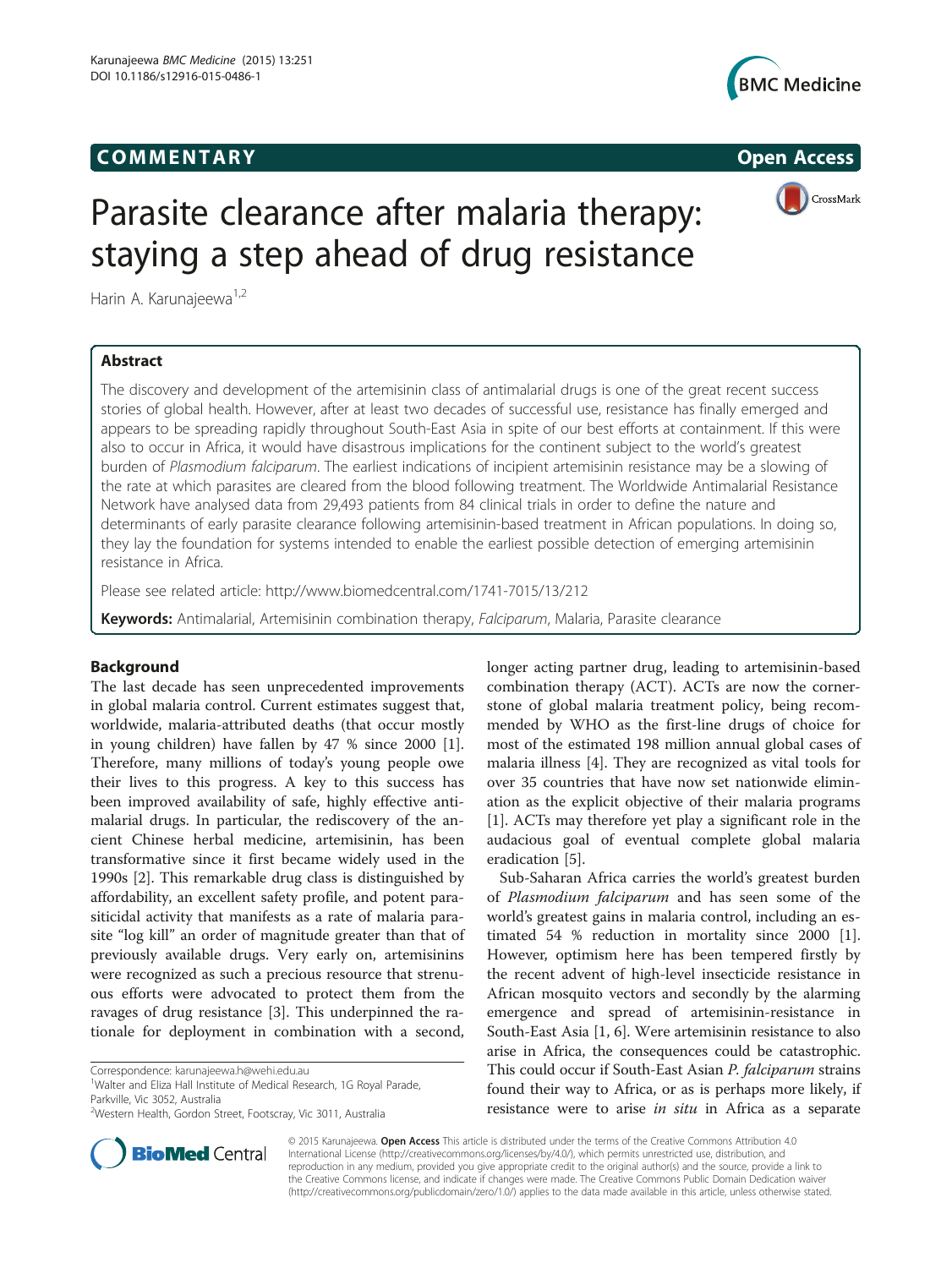COMMENTARY Open Access

# Parasite clearance after malaria therapy: staying a step ahead of drug resistance

Harin A. Karunajeewa[1,2]

## Abstract

The discovery and development of the artemisinin class of antimalarial drugs is one of the great recent success stories of global health. However, after at least two decades of successful use, resistance has finally emerged and appears to be spreading rapidly throughout South-East Asia in spite of our best efforts at containment. If this were also to occur in Africa, it would have disastrous implications for the continent subject to the world's greatest burden of *Plasmodium falciparum*. The earliest indications of incipient artemisinin resistance may be a slowing of the rate at which parasites are cleared from the blood following treatment. The Worldwide Antimalarial Resistance Network have analysed data from 29,493 patients from 84 clinical trials in order to define the nature and determinants of early parasite clearance following artemisinin-based treatment in African populations. In doing so, they lay the foundation for systems intended to enable the earliest possible detection of emerging artemisinin resistance in Africa.

Please see related article: http://www.biomedcentral.com/1741-7015/13/212

**Keywords:** Antimalarial, Artemisinin combination therapy, *Falciparum*, Malaria, Parasite clearance

## Background

The last decade has seen unprecedented improvements in global malaria control. Current estimates suggest that, worldwide, malaria-attributed deaths (that occur mostly in young children) have fallen by 47 % since 2000 [1]. Therefore, many millions of today's young people owe their lives to this progress. A key to this success has been improved availability of safe, highly effective antimalarial drugs. In particular, the rediscovery of the ancient Chinese herbal medicine, artemisinin, has been transformative since it first became widely used in the 1990s [2]. This remarkable drug class is distinguished by affordability, an excellent safety profile, and potent parasiticidal activity that manifests as a rate of malaria parasite "log kill" an order of magnitude greater than that of previously available drugs. Very early on, artemisinins were recognized as such a precious resource that strenuous efforts were advocated to protect them from the ravages of drug resistance [3]. This underpinned the rationale for deployment in combination with a second, longer acting partner drug, leading to artemisinin-based combination therapy (ACT). ACTs are now the cornerstone of global malaria treatment policy, being recommended by WHO as the first-line drugs of choice for most of the estimated 198 million annual global cases of malaria illness [4]. They are recognized as vital tools for over 35 countries that have now set nationwide elimination as the explicit objective of their malaria programs [1]. ACTs may therefore yet play a significant role in the audacious goal of eventual complete global malaria eradication [5].

Sub-Saharan Africa carries the world's greatest burden of *Plasmodium falciparum* and has seen some of the world's greatest gains in malaria control, including an estimated 54 % reduction in mortality since 2000 [1]. However, optimism here has been tempered firstly by the recent advent of high-level insecticide resistance in African mosquito vectors and secondly by the alarming emergence and spread of artemisinin-resistance in South-East Asia [1, 6]. Were artemisinin resistance to also arise in Africa, the consequences could be catastrophic. This could occur if South-East Asian *P. falciparum* strains found their way to Africa, or as is perhaps more likely, if resistance were to arise *in situ* in Africa as a separate

Correspondence: karunajeewa.h@wehi.edu.au

[1]Walter and Eliza Hall Institute of Medical Research, 1G Royal Parade, Parkville, Vic 3052, Australia

[2]Western Health, Gordon Street, Footscray, Vic 3011, Australia

© 2015 Karunajeewa. **Open Access** This article is distributed under the terms of the Creative Commons Attribution 4.0 International License (http://creativecommons.org/licenses/by/4.0/), which permits unrestricted use, distribution, and reproduction in any medium, provided you give appropriate credit to the original author(s) and the source, provide a link to the Creative Commons license, and indicate if changes were made. The Creative Commons Public Domain Dedication waiver (http://creativecommons.org/publicdomain/zero/1.0/) applies to the data made available in this article, unless otherwise stated.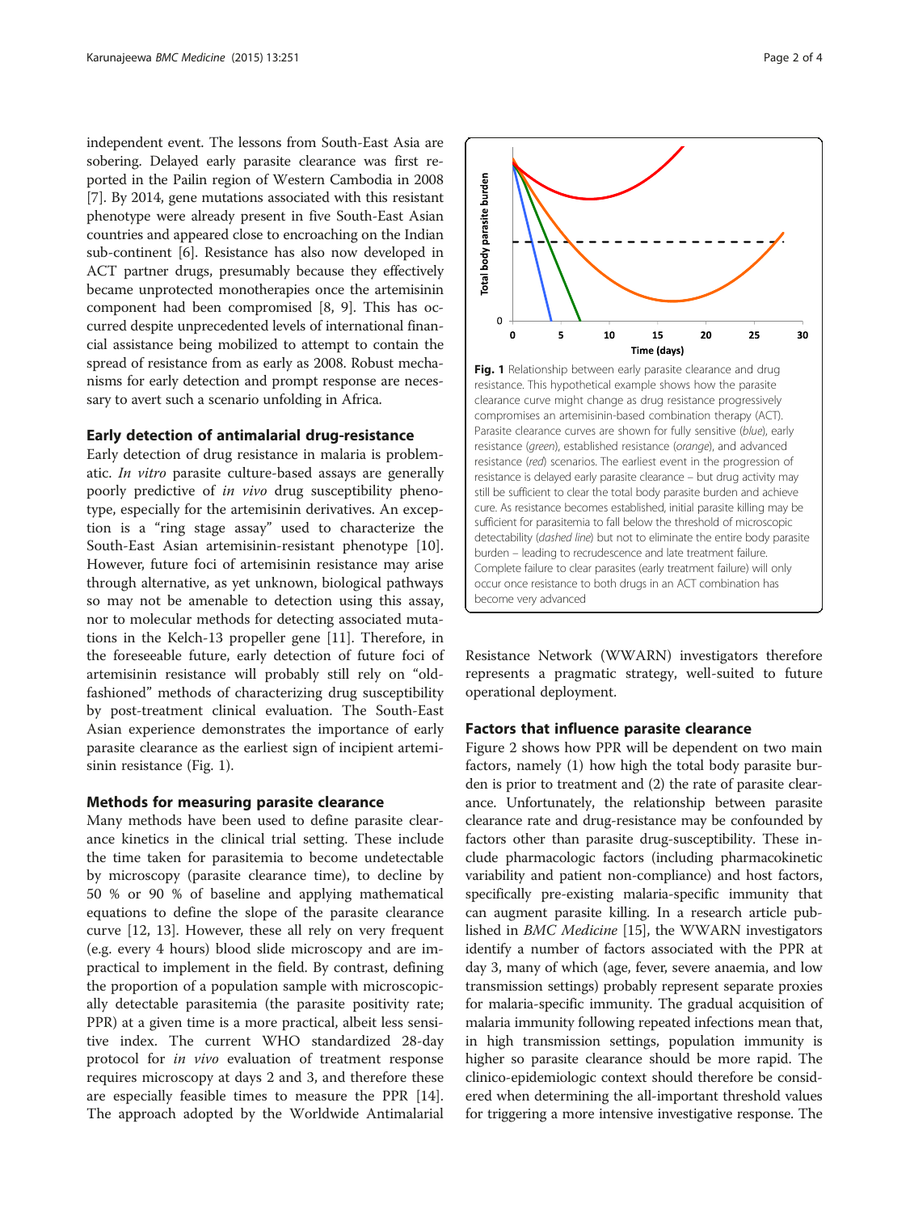independent event. The lessons from South-East Asia are sobering. Delayed early parasite clearance was first reported in the Pailin region of Western Cambodia in 2008 [7]. By 2014, gene mutations associated with this resistant phenotype were already present in five South-East Asian countries and appeared close to encroaching on the Indian sub-continent [6]. Resistance has also now developed in ACT partner drugs, presumably because they effectively became unprotected monotherapies once the artemisinin component had been compromised [8, 9]. This has occurred despite unprecedented levels of international financial assistance being mobilized to attempt to contain the spread of resistance from as early as 2008. Robust mechanisms for early detection and prompt response are necessary to avert such a scenario unfolding in Africa.

## Early detection of antimalarial drug-resistance

Early detection of drug resistance in malaria is problematic. *In vitro* parasite culture-based assays are generally poorly predictive of *in vivo* drug susceptibility phenotype, especially for the artemisinin derivatives. An exception is a "ring stage assay" used to characterize the South-East Asian artemisinin-resistant phenotype [10]. However, future foci of artemisinin resistance may arise through alternative, as yet unknown, biological pathways so may not be amenable to detection using this assay, nor to molecular methods for detecting associated mutations in the Kelch-13 propeller gene [11]. Therefore, in the foreseeable future, early detection of future foci of artemisinin resistance will probably still rely on "old-fashioned" methods of characterizing drug susceptibility by post-treatment clinical evaluation. The South-East Asian experience demonstrates the importance of early parasite clearance as the earliest sign of incipient artemisinin resistance (Fig. 1).

**Fig. 1** Relationship between early parasite clearance and drug resistance. This hypothetical example shows how the parasite clearance curve might change as drug resistance progressively compromises an artemisinin-based combination therapy (ACT). Parasite clearance curves are shown for fully sensitive (*blue*), early resistance (*green*), established resistance (*orange*), and advanced resistance (*red*) scenarios. The earliest event in the progression of resistance is delayed early parasite clearance – but drug activity may still be sufficient to clear the total body parasite burden and achieve cure. As resistance becomes established, initial parasite killing may be sufficient for parasitemia to fall below the threshold of microscopic detectability (*dashed line*) but not to eliminate the entire body parasite burden – leading to recrudescence and late treatment failure. Complete failure to clear parasites (early treatment failure) will only occur once resistance to both drugs in an ACT combination has become very advanced

## Methods for measuring parasite clearance

Many methods have been used to define parasite clearance kinetics in the clinical trial setting. These include the time taken for parasitemia to become undetectable by microscopy (parasite clearance time), to decline by 50 % or 90 % of baseline and applying mathematical equations to define the slope of the parasite clearance curve [12, 13]. However, these all rely on very frequent (e.g. every 4 hours) blood slide microscopy and are impractical to implement in the field. By contrast, defining the proportion of a population sample with microscopically detectable parasitemia (the parasite positivity rate; PPR) at a given time is a more practical, albeit less sensitive index. The current WHO standardized 28-day protocol for *in vivo* evaluation of treatment response requires microscopy at days 2 and 3, and therefore these are especially feasible times to measure the PPR [14]. The approach adopted by the Worldwide Antimalarial Resistance Network (WWARN) investigators therefore represents a pragmatic strategy, well-suited to future operational deployment.

## Factors that influence parasite clearance

Figure 2 shows how PPR will be dependent on two main factors, namely (1) how high the total body parasite burden is prior to treatment and (2) the rate of parasite clearance. Unfortunately, the relationship between parasite clearance rate and drug-resistance may be confounded by factors other than parasite drug-susceptibility. These include pharmacologic factors (including pharmacokinetic variability and patient non-compliance) and host factors, specifically pre-existing malaria-specific immunity that can augment parasite killing. In a research article published in *BMC Medicine* [15], the WWARN investigators identify a number of factors associated with the PPR at day 3, many of which (age, fever, severe anaemia, and low transmission settings) probably represent separate proxies for malaria-specific immunity. The gradual acquisition of malaria immunity following repeated infections mean that, in high transmission settings, population immunity is higher so parasite clearance should be more rapid. The clinico-epidemiologic context should therefore be considered when determining the all-important threshold values for triggering a more intensive investigative response. The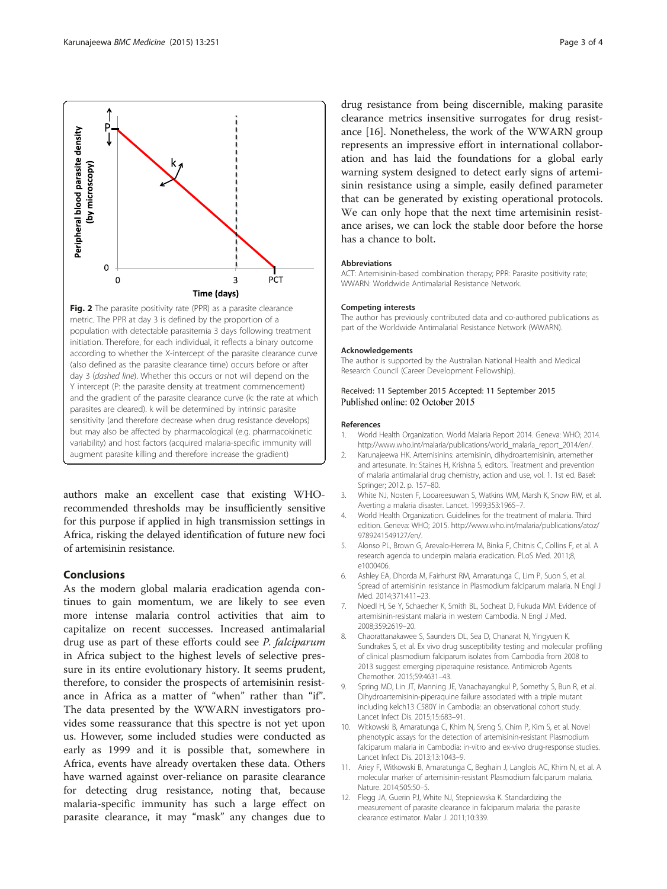**Fig. 2** The parasite positivity rate (PPR) as a parasite clearance metric. The PPR at day 3 is defined by the proportion of a population with detectable parasitemia 3 days following treatment initiation. Therefore, for each individual, it reflects a binary outcome according to whether the X-intercept of the parasite clearance curve (also defined as the parasite clearance time) occurs before or after day 3 (*dashed line*). Whether this occurs or not will depend on the Y intercept (P: the parasite density at treatment commencement) and the gradient of the parasite clearance curve (k: the rate at which parasites are cleared). k will be determined by intrinsic parasite sensitivity (and therefore decrease when drug resistance develops) but may also be affected by pharmacological (e.g. pharmacokinetic variability) and host factors (acquired malaria-specific immunity will augment parasite killing and therefore increase the gradient)

authors make an excellent case that existing WHO-recommended thresholds may be insufficiently sensitive for this purpose if applied in high transmission settings in Africa, risking the delayed identification of future new foci of artemisinin resistance.

## Conclusions

As the modern global malaria eradication agenda continues to gain momentum, we are likely to see even more intense malaria control activities that aim to capitalize on recent successes. Increased antimalarial drug use as part of these efforts could see *P. falciparum* in Africa subject to the highest levels of selective pressure in its entire evolutionary history. It seems prudent, therefore, to consider the prospects of artemisinin resistance in Africa as a matter of "when" rather than "if". The data presented by the WWARN investigators provides some reassurance that this spectre is not yet upon us. However, some included studies were conducted as early as 1999 and it is possible that, somewhere in Africa, events have already overtaken these data. Others have warned against over-reliance on parasite clearance for detecting drug resistance, noting that, because malaria-specific immunity has such a large effect on parasite clearance, it may "mask" any changes due to drug resistance from being discernible, making parasite clearance metrics insensitive surrogates for drug resistance [16]. Nonetheless, the work of the WWARN group represents an impressive effort in international collaboration and has laid the foundations for a global early warning system designed to detect early signs of artemisinin resistance using a simple, easily defined parameter that can be generated by existing operational protocols. We can only hope that the next time artemisinin resistance arises, we can lock the stable door before the horse has a chance to bolt.

#### Abbreviations

ACT: Artemisinin-based combination therapy; PPR: Parasite positivity rate; WWARN: Worldwide Antimalarial Resistance Network.

#### Competing interests

The author has previously contributed data and co-authored publications as part of the Worldwide Antimalarial Resistance Network (WWARN).

#### Acknowledgements

The author is supported by the Australian National Health and Medical Research Council (Career Development Fellowship).

Received: 11 September 2015 Accepted: 11 September 2015
Published online: 02 October 2015

#### References

1. World Health Organization. World Malaria Report 2014. Geneva: WHO; 2014. http://www.who.int/malaria/publications/world_malaria_report_2014/en/.
2. Karunajeewa HK. Artemisinins: artemisinin, dihydroartemisinin, artemether and artesunate. In: Staines H, Krishna S, editors. Treatment and prevention of malaria antimalarial drug chemistry, action and use, vol. 1. 1st ed. Basel: Springer; 2012. p. 157–80.
3. White NJ, Nosten F, Looareesuwan S, Watkins WM, Marsh K, Snow RW, et al. Averting a malaria disaster. Lancet. 1999;353:1965–7.
4. World Health Organization. Guidelines for the treatment of malaria. Third edition. Geneva: WHO; 2015. http://www.who.int/malaria/publications/atoz/9789241549127/en/.
5. Alonso PL, Brown G, Arevalo-Herrera M, Binka F, Chitnis C, Collins F, et al. A research agenda to underpin malaria eradication. PLoS Med. 2011;8, e1000406.
6. Ashley EA, Dhorda M, Fairhurst RM, Amaratunga C, Lim P, Suon S, et al. Spread of artemisinin resistance in Plasmodium falciparum malaria. N Engl J Med. 2014;371:411–23.
7. Noedl H, Se Y, Schaecher K, Smith BL, Socheat D, Fukuda MM. Evidence of artemisinin-resistant malaria in western Cambodia. N Engl J Med. 2008;359:2619–20.
8. Chaorattanakawee S, Saunders DL, Sea D, Chanarat N, Yingyuen K, Sundrakes S, et al. Ex vivo drug susceptibility testing and molecular profiling of clinical plasmodium falciparum isolates from Cambodia from 2008 to 2013 suggest emerging piperaquine resistance. Antimicrob Agents Chemother. 2015;59:4631–43.
9. Spring MD, Lin JT, Manning JE, Vanachayangkul P, Somethy S, Bun R, et al. Dihydroartemisinin-piperaquine failure associated with a triple mutant including kelch13 C580Y in Cambodia: an observational cohort study. Lancet Infect Dis. 2015;15:683–91.
10. Witkowski B, Amaratunga C, Khim N, Sreng S, Chim P, Kim S, et al. Novel phenotypic assays for the detection of artemisinin-resistant Plasmodium falciparum malaria in Cambodia: in-vitro and ex-vivo drug-response studies. Lancet Infect Dis. 2013;13:1043–9.
11. Ariey F, Witkowski B, Amaratunga C, Beghain J, Langlois AC, Khim N, et al. A molecular marker of artemisinin-resistant Plasmodium falciparum malaria. Nature. 2014;505:50–5.
12. Flegg JA, Guerin PJ, White NJ, Stepniewska K. Standardizing the measurement of parasite clearance in falciparum malaria: the parasite clearance estimator. Malar J. 2011;10:339.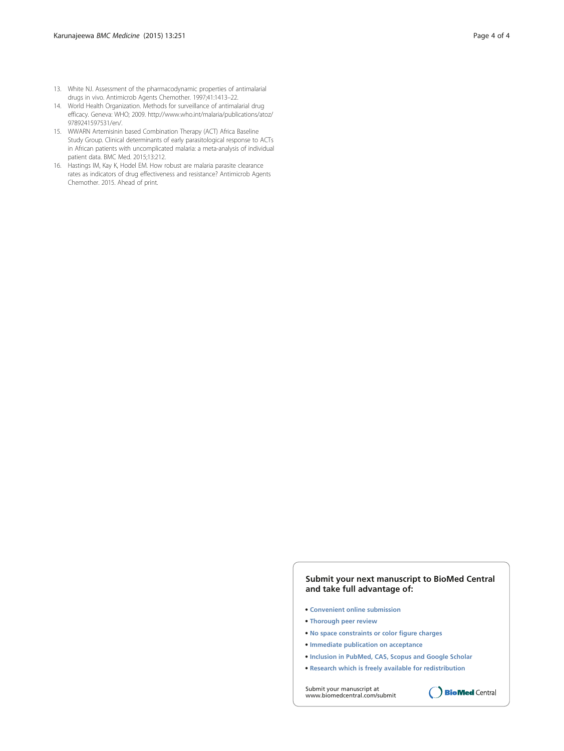13. White NJ. Assessment of the pharmacodynamic properties of antimalarial drugs in vivo. Antimicrob Agents Chemother. 1997;41:1413–22.
14. World Health Organization. Methods for surveillance of antimalarial drug efficacy. Geneva: WHO; 2009. http://www.who.int/malaria/publications/atoz/9789241597531/en/.
15. WWARN Artemisinin based Combination Therapy (ACT) Africa Baseline Study Group. Clinical determinants of early parasitological response to ACTs in African patients with uncomplicated malaria: a meta-analysis of individual patient data. BMC Med. 2015;13:212.
16. Hastings IM, Kay K, Hodel EM. How robust are malaria parasite clearance rates as indicators of drug effectiveness and resistance? Antimicrob Agents Chemother. 2015. Ahead of print.

**Submit your next manuscript to BioMed Central and take full advantage of:**

- **Convenient online submission**
- **Thorough peer review**
- **No space constraints or color figure charges**
- **Immediate publication on acceptance**
- **Inclusion in PubMed, CAS, Scopus and Google Scholar**
- **Research which is freely available for redistribution**

Submit your manuscript at
www.biomedcentral.com/submit

BioMed Central